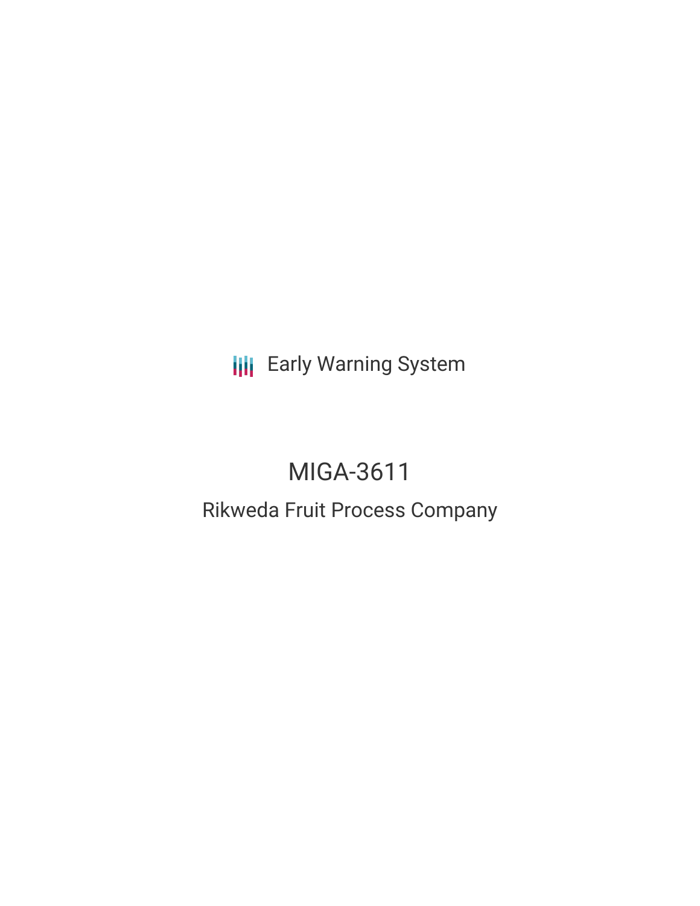Early Warning System

# MIGA-3611

## Rikweda Fruit Process Company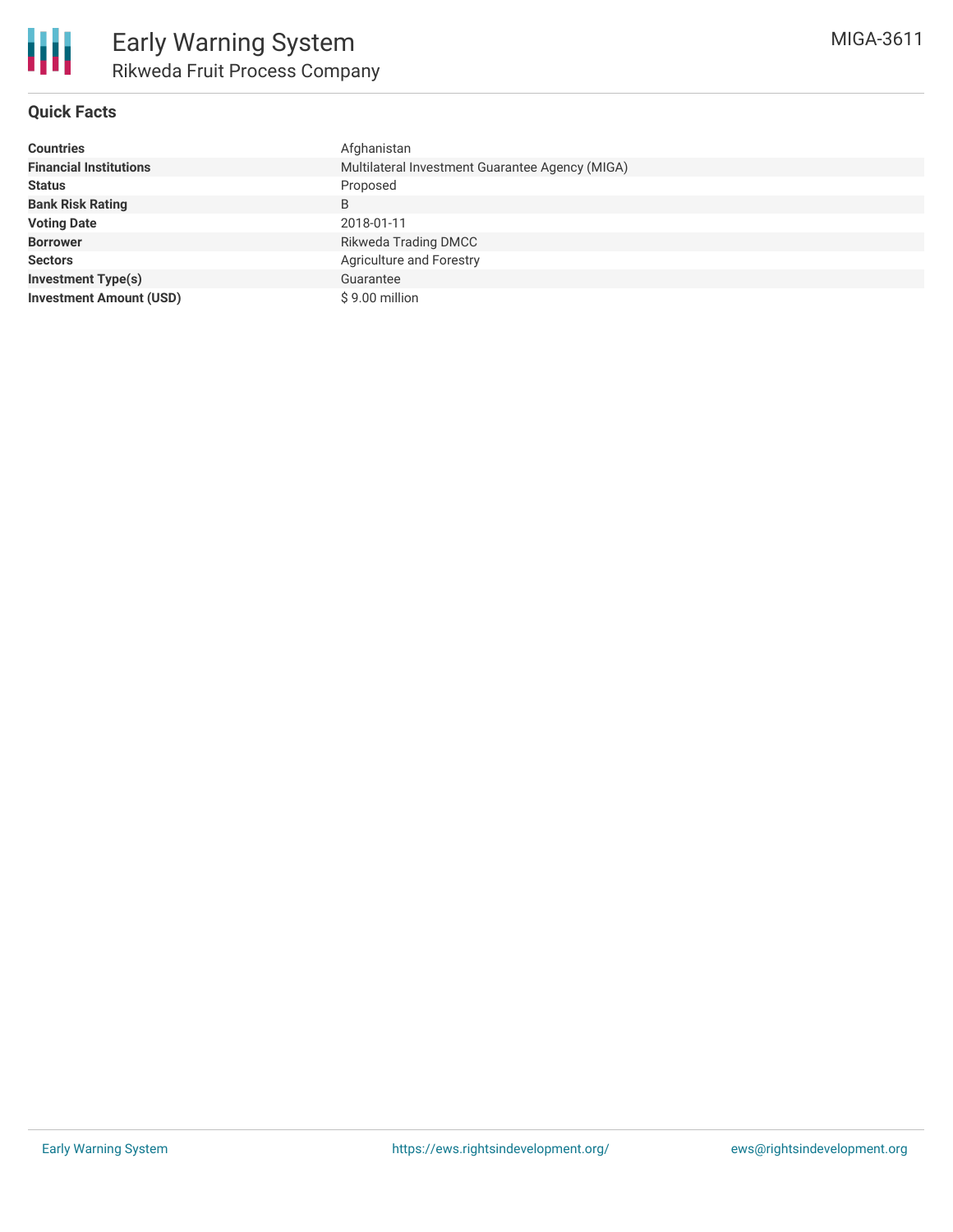# Early Warning System

## Rikweda Fruit Process Company

MIGA-3611

### Quick Facts

| | |
|---|---|
| **Countries** | Afghanistan |
| **Financial Institutions** | Multilateral Investment Guarantee Agency (MIGA) |
| **Status** | Proposed |
| **Bank Risk Rating** | B |
| **Voting Date** | 2018-01-11 |
| **Borrower** | Rikweda Trading DMCC |
| **Sectors** | Agriculture and Forestry |
| **Investment Type(s)** | Guarantee |
| **Investment Amount (USD)** | $ 9.00 million |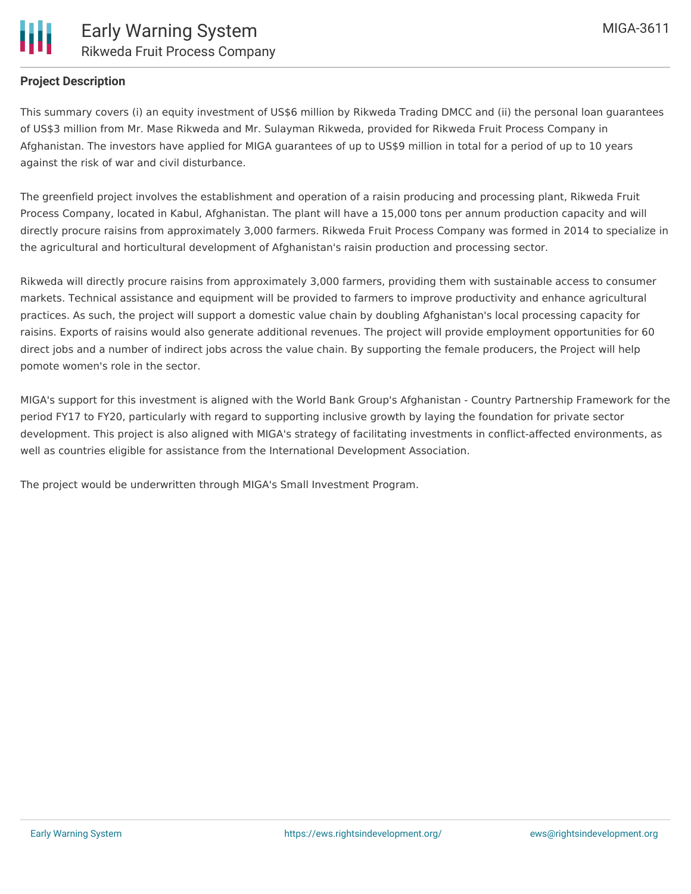**Project Description**

This summary covers (i) an equity investment of US$6 million by Rikweda Trading DMCC and (ii) the personal loan guarantees of US$3 million from Mr. Mase Rikweda and Mr. Sulayman Rikweda, provided for Rikweda Fruit Process Company in Afghanistan. The investors have applied for MIGA guarantees of up to US$9 million in total for a period of up to 10 years against the risk of war and civil disturbance.

The greenfield project involves the establishment and operation of a raisin producing and processing plant, Rikweda Fruit Process Company, located in Kabul, Afghanistan. The plant will have a 15,000 tons per annum production capacity and will directly procure raisins from approximately 3,000 farmers. Rikweda Fruit Process Company was formed in 2014 to specialize in the agricultural and horticultural development of Afghanistan's raisin production and processing sector.

Rikweda will directly procure raisins from approximately 3,000 farmers, providing them with sustainable access to consumer markets. Technical assistance and equipment will be provided to farmers to improve productivity and enhance agricultural practices. As such, the project will support a domestic value chain by doubling Afghanistan's local processing capacity for raisins. Exports of raisins would also generate additional revenues. The project will provide employment opportunities for 60 direct jobs and a number of indirect jobs across the value chain. By supporting the female producers, the Project will help pomote women's role in the sector.

MIGA's support for this investment is aligned with the World Bank Group's Afghanistan - Country Partnership Framework for the period FY17 to FY20, particularly with regard to supporting inclusive growth by laying the foundation for private sector development. This project is also aligned with MIGA's strategy of facilitating investments in conflict-affected environments, as well as countries eligible for assistance from the International Development Association.

The project would be underwritten through MIGA's Small Investment Program.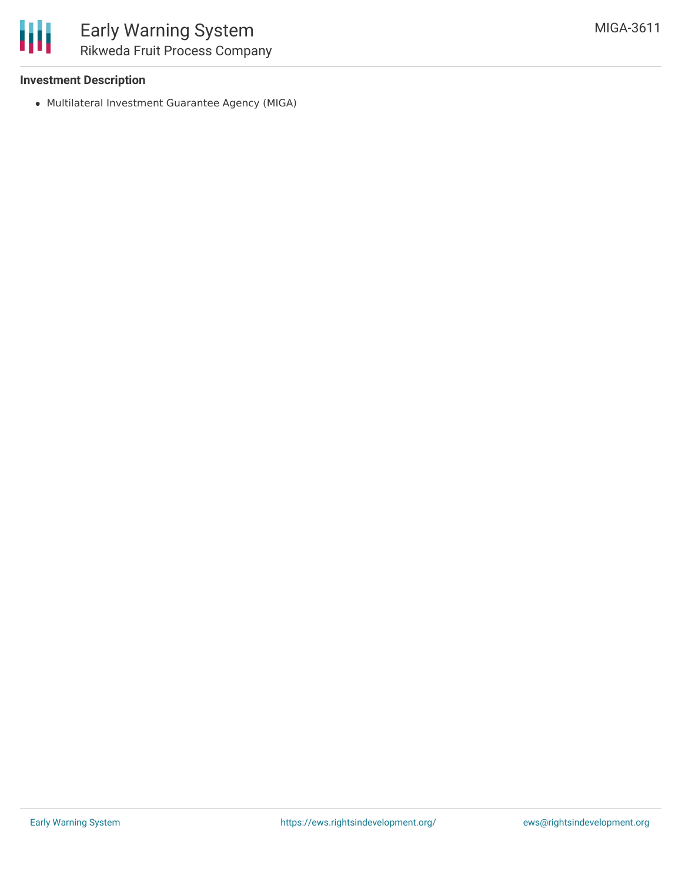**Investment Description**

- Multilateral Investment Guarantee Agency (MIGA)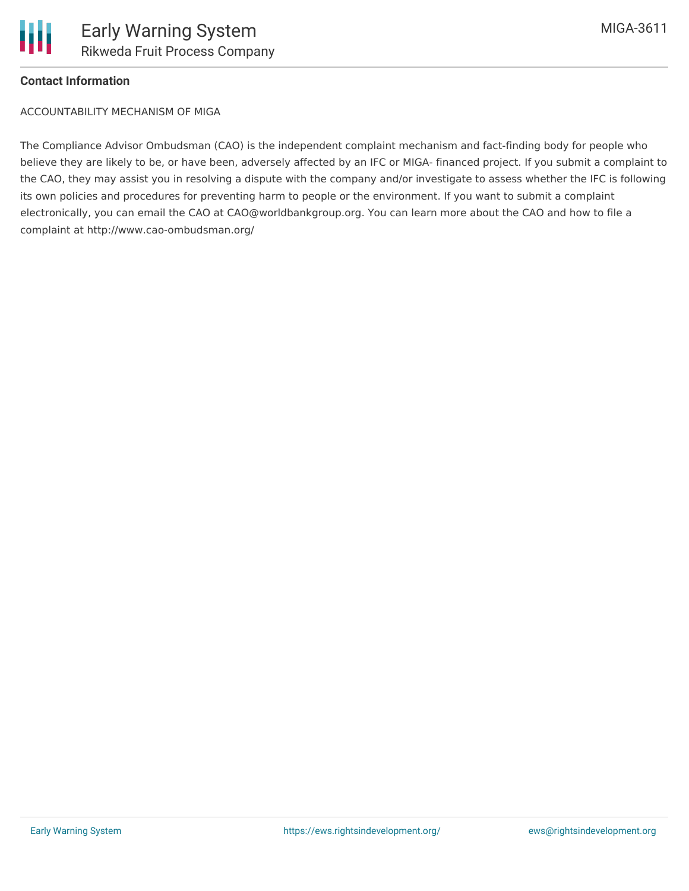**Contact Information**

ACCOUNTABILITY MECHANISM OF MIGA

The Compliance Advisor Ombudsman (CAO) is the independent complaint mechanism and fact-finding body for people who believe they are likely to be, or have been, adversely affected by an IFC or MIGA- financed project. If you submit a complaint to the CAO, they may assist you in resolving a dispute with the company and/or investigate to assess whether the IFC is following its own policies and procedures for preventing harm to people or the environment. If you want to submit a complaint electronically, you can email the CAO at CAO@worldbankgroup.org. You can learn more about the CAO and how to file a complaint at http://www.cao-ombudsman.org/